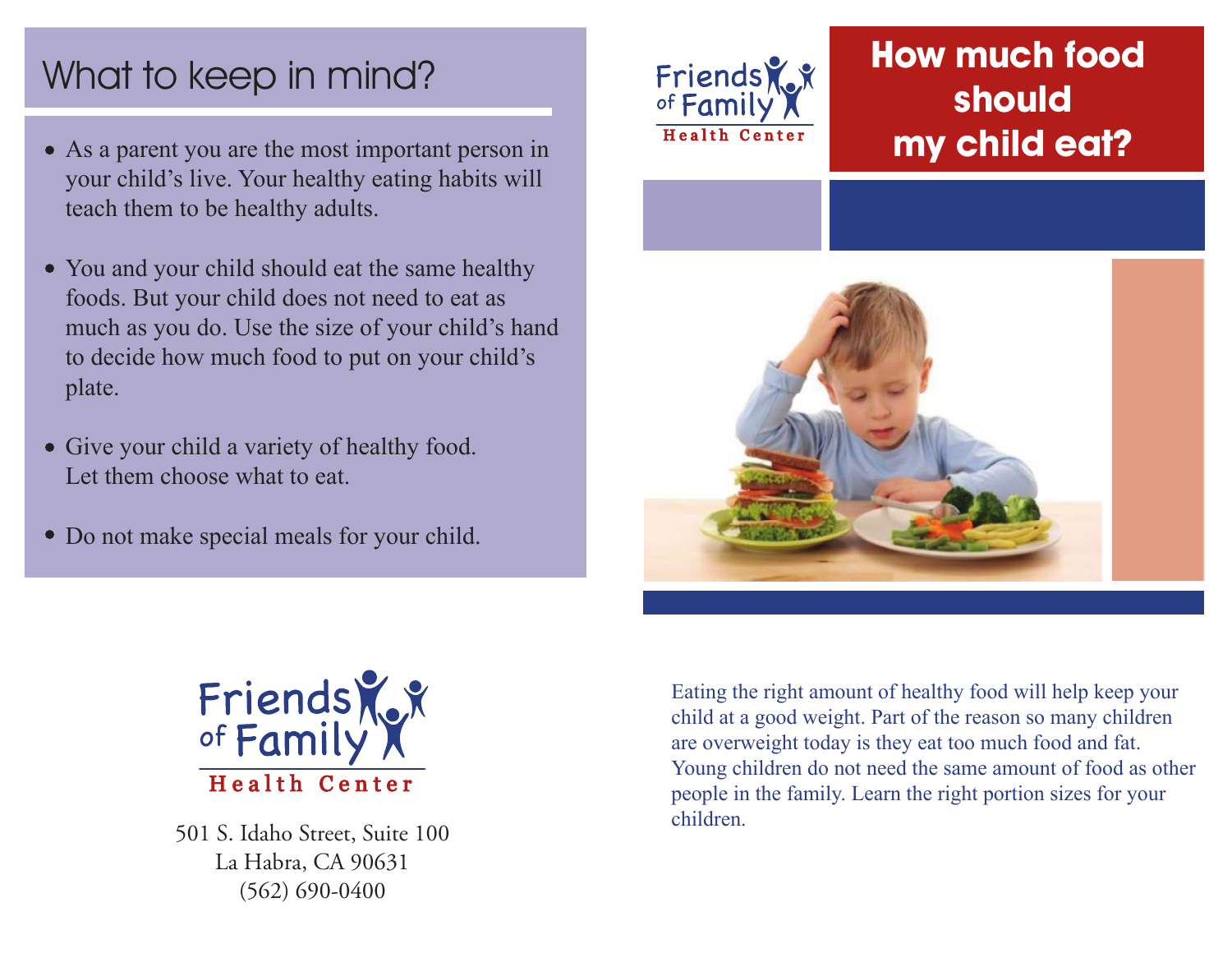## What to keep in mind?

- As a parent you are the most important person in your child's live. Your healthy eating habits will teach them to be healthy adults.
- You and your child should eat the same healthy foods. But your child does not need to eat as much as you do. Use the size of your child's hand to decide how much food to put on your child's plate.
- Give your child a variety of healthy food. Let them choose what to eat.
- Do not make special meals for your child.

Friends of Family
Health Center

501 S. Idaho Street, Suite 100
La Habra, CA 90631
(562) 690-0400

Friends of Family
Health Center

# How much food should my child eat?

Eating the right amount of healthy food will help keep your child at a good weight. Part of the reason so many children are overweight today is they eat too much food and fat. Young children do not need the same amount of food as other people in the family. Learn the right portion sizes for your children.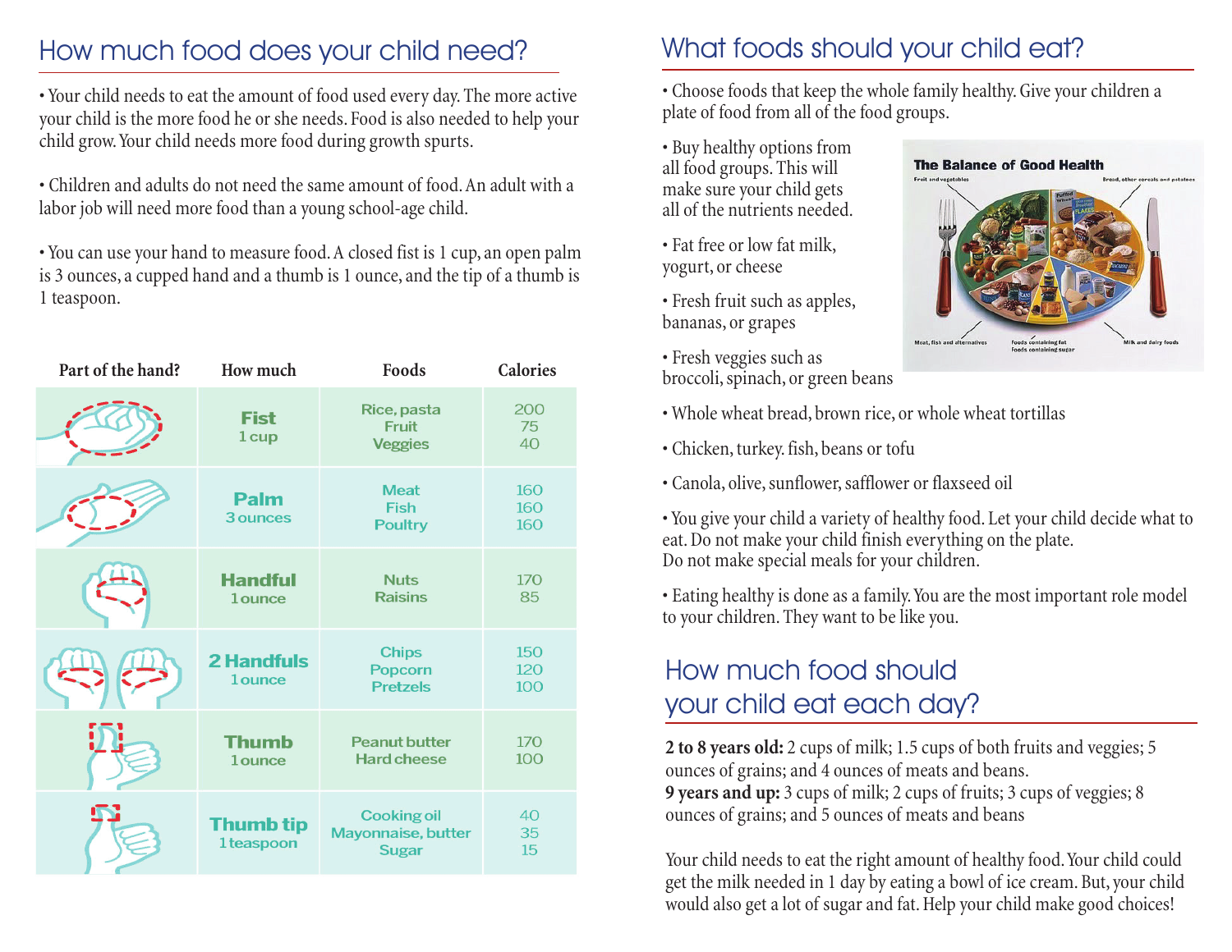## How much food does your child need?

- Your child needs to eat the amount of food used every day. The more active your child is the more food he or she needs. Food is also needed to help your child grow. Your child needs more food during growth spurts.
- Children and adults do not need the same amount of food. An adult with a labor job will need more food than a young school-age child.
- You can use your hand to measure food. A closed fist is 1 cup, an open palm is 3 ounces, a cupped hand and a thumb is 1 ounce, and the tip of a thumb is 1 teaspoon.

| Part of the hand? | How much | Foods | Calories |
|---|---|---|---|
| | **Fist** 1 cup | Rice, pasta<br>Fruit<br>Veggies | 200<br>75<br>40 |
| | **Palm** 3 ounces | Meat<br>Fish<br>Poultry | 160<br>160<br>160 |
| | **Handful** 1 ounce | Nuts<br>Raisins | 170<br>85 |
| | **2 Handfuls** 1 ounce | Chips<br>Popcorn<br>Pretzels | 150<br>120<br>100 |
| | **Thumb** 1 ounce | Peanut butter<br>Hard cheese | 170<br>100 |
| | **Thumb tip** 1 teaspoon | Cooking oil<br>Mayonnaise, butter<br>Sugar | 40<br>35<br>15 |

## What foods should your child eat?

- Choose foods that keep the whole family healthy. Give your children a plate of food from all of the food groups.
- Buy healthy options from all food groups. This will make sure your child gets all of the nutrients needed.
- Fat free or low fat milk, yogurt, or cheese
- Fresh fruit such as apples, bananas, or grapes
- Fresh veggies such as broccoli, spinach, or green beans
- Whole wheat bread, brown rice, or whole wheat tortillas
- Chicken, turkey. fish, beans or tofu
- Canola, olive, sunflower, safflower or flaxseed oil
- You give your child a variety of healthy food. Let your child decide what to eat. Do not make your child finish everything on the plate. Do not make special meals for your children.
- Eating healthy is done as a family. You are the most important role model to your children. They want to be like you.

The Balance of Good Health

Fruit and vegetables

Bread, other cereals and potatoes

Meat, fish and alternatives

Foods containing fat
Foods containing sugar

Milk and dairy foods

## How much food should your child eat each day?

**2 to 8 years old:** 2 cups of milk; 1.5 cups of both fruits and veggies; 5 ounces of grains; and 4 ounces of meats and beans.
**9 years and up:** 3 cups of milk; 2 cups of fruits; 3 cups of veggies; 8 ounces of grains; and 5 ounces of meats and beans

Your child needs to eat the right amount of healthy food. Your child could get the milk needed in 1 day by eating a bowl of ice cream. But, your child would also get a lot of sugar and fat. Help your child make good choices!